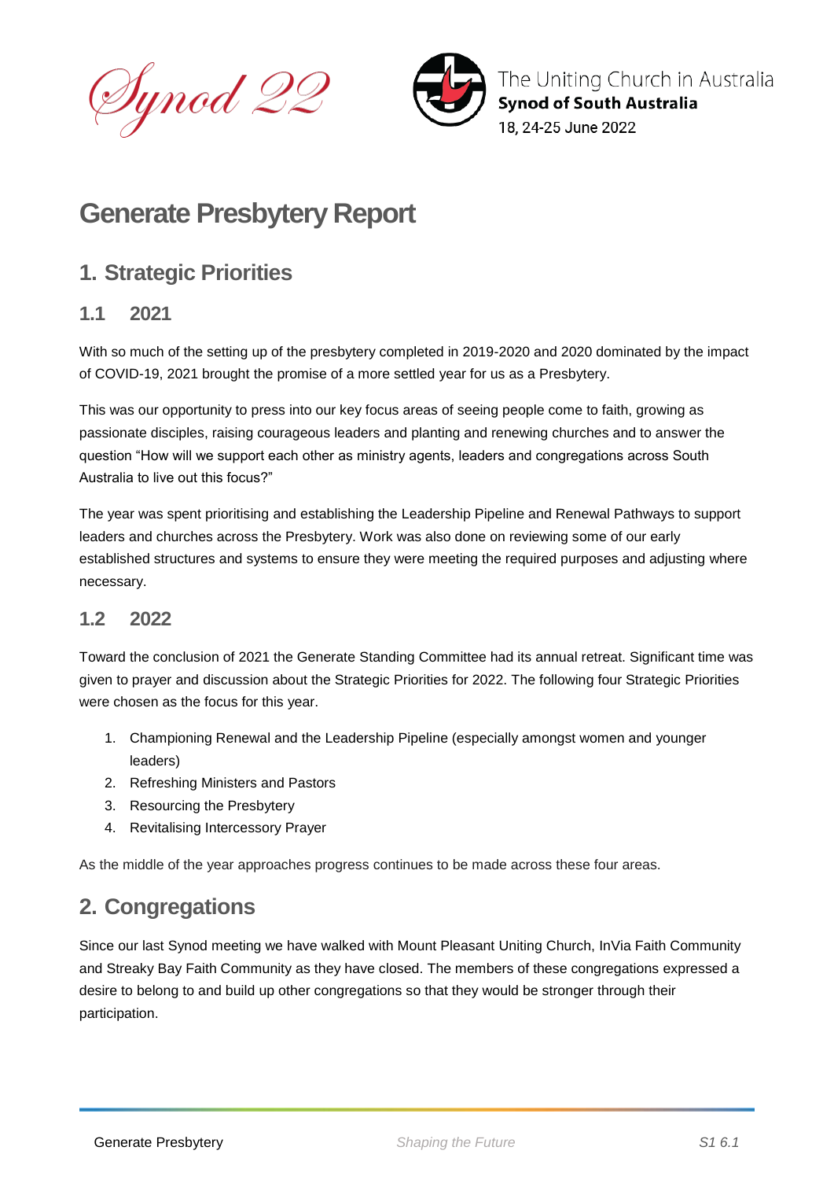# Generate Presbytery Report

## 1. Strategic Priorities

### 1.1 2021

With so much of the setting up of the presbytery completed in 2019-2020 and 2020 dominated by the impact of COVID-19, 2021 brought the promise of a more settled year for us as a Presbytery.

This was our opportunity to press into our key focus areas of seeing people come to faith, growing as passionate disciples, raising courageous leaders and planting and renewing churches and to answer the question "How will we support each other as ministry agents, leaders and congregations across South Australia to live out this focus?"

The year was spent prioritising and establishing the Leadership Pipeline and Renewal Pathways to support leaders and churches across the Presbytery. Work was also done on reviewing some of our early established structures and systems to ensure they were meeting the required purposes and adjusting where necessary.

### 1.2 2022

Toward the conclusion of 2021 the Generate Standing Committee had its annual retreat. Significant time was given to prayer and discussion about the Strategic Priorities for 2022. The following four Strategic Priorities were chosen as the focus for this year.

1. Championing Renewal and the Leadership Pipeline (especially amongst women and younger leaders)
2. Refreshing Ministers and Pastors
3. Resourcing the Presbytery
4. Revitalising Intercessory Prayer

As the middle of the year approaches progress continues to be made across these four areas.

## 2. Congregations

Since our last Synod meeting we have walked with Mount Pleasant Uniting Church, InVia Faith Community and Streaky Bay Faith Community as they have closed. The members of these congregations expressed a desire to belong to and build up other congregations so that they would be stronger through their participation.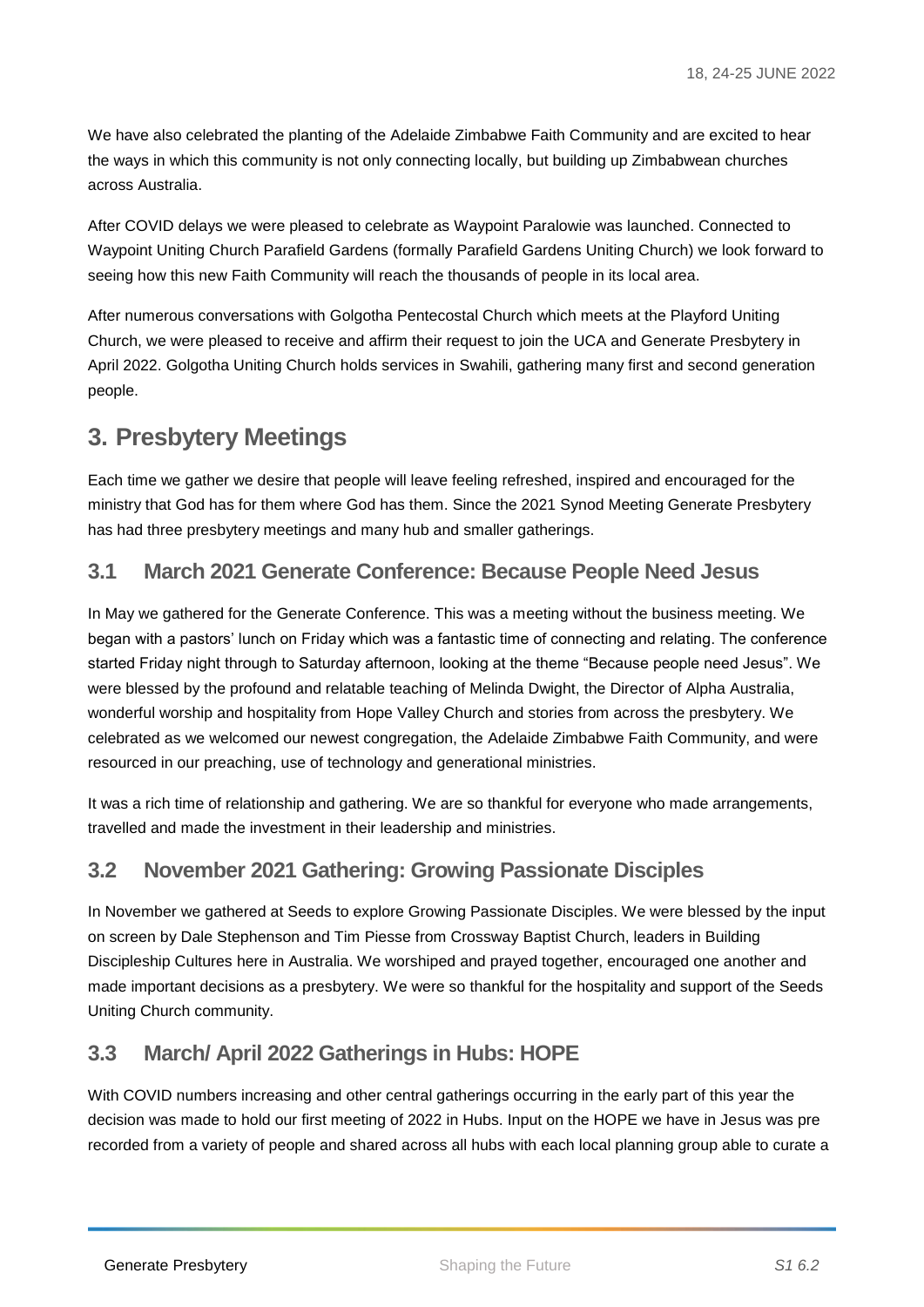We have also celebrated the planting of the Adelaide Zimbabwe Faith Community and are excited to hear the ways in which this community is not only connecting locally, but building up Zimbabwean churches across Australia.

After COVID delays we were pleased to celebrate as Waypoint Paralowie was launched. Connected to Waypoint Uniting Church Parafield Gardens (formally Parafield Gardens Uniting Church) we look forward to seeing how this new Faith Community will reach the thousands of people in its local area.

After numerous conversations with Golgotha Pentecostal Church which meets at the Playford Uniting Church, we were pleased to receive and affirm their request to join the UCA and Generate Presbytery in April 2022. Golgotha Uniting Church holds services in Swahili, gathering many first and second generation people.

## 3. Presbytery Meetings

Each time we gather we desire that people will leave feeling refreshed, inspired and encouraged for the ministry that God has for them where God has them. Since the 2021 Synod Meeting Generate Presbytery has had three presbytery meetings and many hub and smaller gatherings.

### 3.1 March 2021 Generate Conference: Because People Need Jesus

In May we gathered for the Generate Conference. This was a meeting without the business meeting. We began with a pastors' lunch on Friday which was a fantastic time of connecting and relating. The conference started Friday night through to Saturday afternoon, looking at the theme "Because people need Jesus". We were blessed by the profound and relatable teaching of Melinda Dwight, the Director of Alpha Australia, wonderful worship and hospitality from Hope Valley Church and stories from across the presbytery. We celebrated as we welcomed our newest congregation, the Adelaide Zimbabwe Faith Community, and were resourced in our preaching, use of technology and generational ministries.

It was a rich time of relationship and gathering. We are so thankful for everyone who made arrangements, travelled and made the investment in their leadership and ministries.

### 3.2 November 2021 Gathering: Growing Passionate Disciples

In November we gathered at Seeds to explore Growing Passionate Disciples. We were blessed by the input on screen by Dale Stephenson and Tim Piesse from Crossway Baptist Church, leaders in Building Discipleship Cultures here in Australia. We worshiped and prayed together, encouraged one another and made important decisions as a presbytery. We were so thankful for the hospitality and support of the Seeds Uniting Church community.

### 3.3 March/ April 2022 Gatherings in Hubs: HOPE

With COVID numbers increasing and other central gatherings occurring in the early part of this year the decision was made to hold our first meeting of 2022 in Hubs. Input on the HOPE we have in Jesus was pre recorded from a variety of people and shared across all hubs with each local planning group able to curate a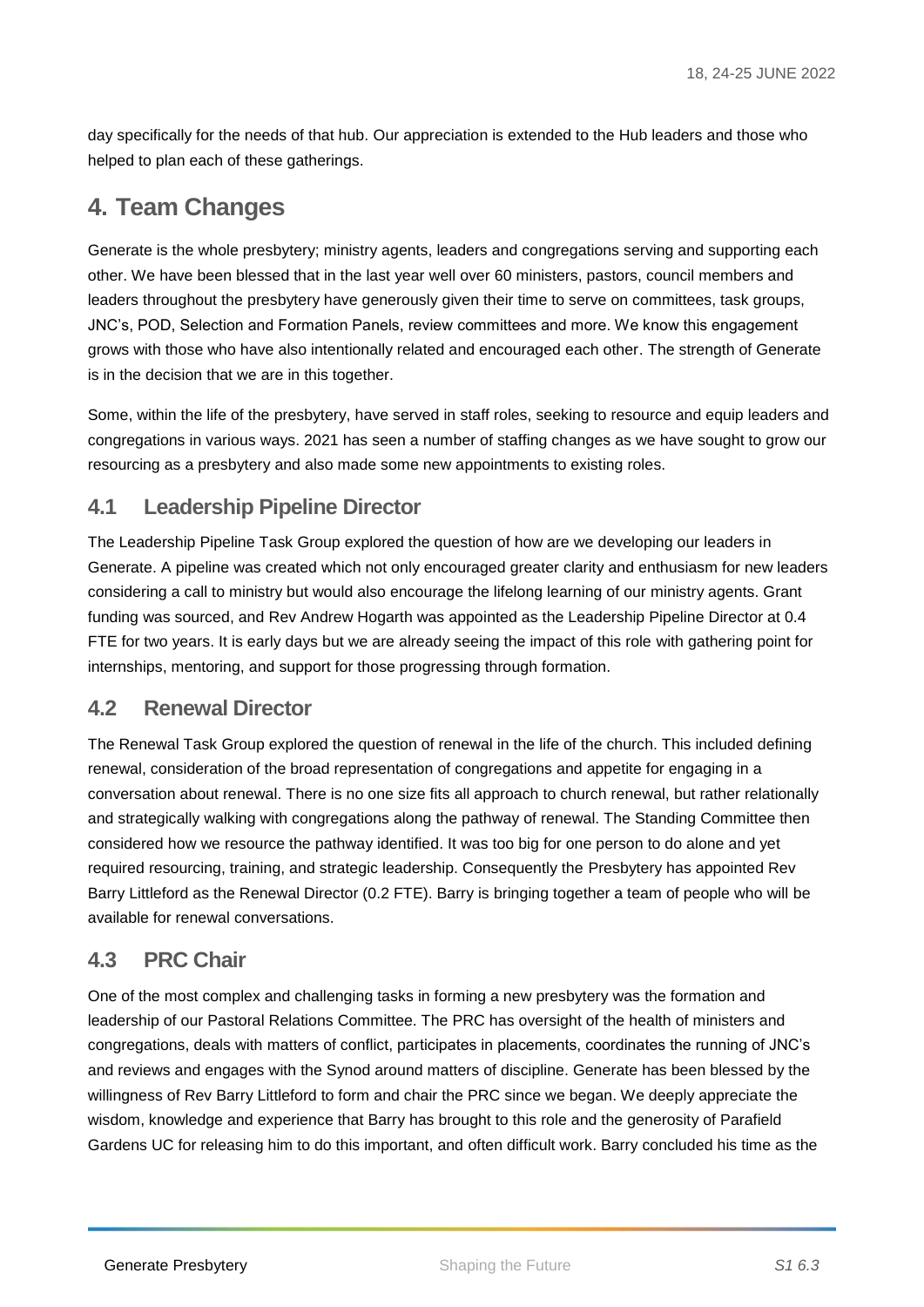day specifically for the needs of that hub. Our appreciation is extended to the Hub leaders and those who helped to plan each of these gatherings.

# 4. Team Changes

Generate is the whole presbytery; ministry agents, leaders and congregations serving and supporting each other. We have been blessed that in the last year well over 60 ministers, pastors, council members and leaders throughout the presbytery have generously given their time to serve on committees, task groups, JNC's, POD, Selection and Formation Panels, review committees and more. We know this engagement grows with those who have also intentionally related and encouraged each other. The strength of Generate is in the decision that we are in this together.

Some, within the life of the presbytery, have served in staff roles, seeking to resource and equip leaders and congregations in various ways. 2021 has seen a number of staffing changes as we have sought to grow our resourcing as a presbytery and also made some new appointments to existing roles.

## 4.1 Leadership Pipeline Director

The Leadership Pipeline Task Group explored the question of how are we developing our leaders in Generate. A pipeline was created which not only encouraged greater clarity and enthusiasm for new leaders considering a call to ministry but would also encourage the lifelong learning of our ministry agents. Grant funding was sourced, and Rev Andrew Hogarth was appointed as the Leadership Pipeline Director at 0.4 FTE for two years. It is early days but we are already seeing the impact of this role with gathering point for internships, mentoring, and support for those progressing through formation.

## 4.2 Renewal Director

The Renewal Task Group explored the question of renewal in the life of the church. This included defining renewal, consideration of the broad representation of congregations and appetite for engaging in a conversation about renewal. There is no one size fits all approach to church renewal, but rather relationally and strategically walking with congregations along the pathway of renewal. The Standing Committee then considered how we resource the pathway identified. It was too big for one person to do alone and yet required resourcing, training, and strategic leadership. Consequently the Presbytery has appointed Rev Barry Littleford as the Renewal Director (0.2 FTE). Barry is bringing together a team of people who will be available for renewal conversations.

## 4.3 PRC Chair

One of the most complex and challenging tasks in forming a new presbytery was the formation and leadership of our Pastoral Relations Committee. The PRC has oversight of the health of ministers and congregations, deals with matters of conflict, participates in placements, coordinates the running of JNC's and reviews and engages with the Synod around matters of discipline. Generate has been blessed by the willingness of Rev Barry Littleford to form and chair the PRC since we began. We deeply appreciate the wisdom, knowledge and experience that Barry has brought to this role and the generosity of Parafield Gardens UC for releasing him to do this important, and often difficult work. Barry concluded his time as the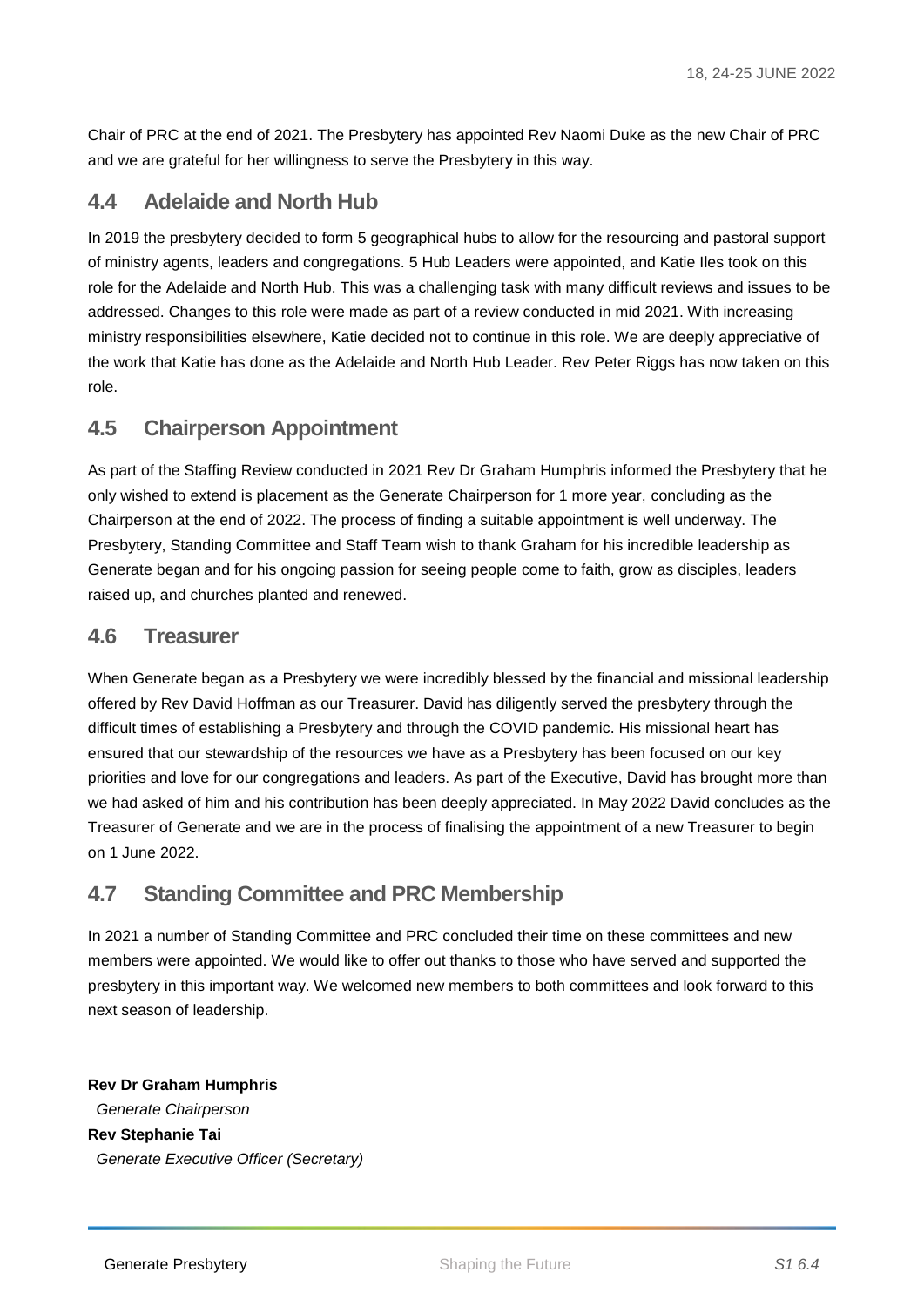Chair of PRC at the end of 2021. The Presbytery has appointed Rev Naomi Duke as the new Chair of PRC and we are grateful for her willingness to serve the Presbytery in this way.

## 4.4 Adelaide and North Hub

In 2019 the presbytery decided to form 5 geographical hubs to allow for the resourcing and pastoral support of ministry agents, leaders and congregations. 5 Hub Leaders were appointed, and Katie Iles took on this role for the Adelaide and North Hub. This was a challenging task with many difficult reviews and issues to be addressed. Changes to this role were made as part of a review conducted in mid 2021. With increasing ministry responsibilities elsewhere, Katie decided not to continue in this role. We are deeply appreciative of the work that Katie has done as the Adelaide and North Hub Leader. Rev Peter Riggs has now taken on this role.

## 4.5 Chairperson Appointment

As part of the Staffing Review conducted in 2021 Rev Dr Graham Humphris informed the Presbytery that he only wished to extend is placement as the Generate Chairperson for 1 more year, concluding as the Chairperson at the end of 2022. The process of finding a suitable appointment is well underway. The Presbytery, Standing Committee and Staff Team wish to thank Graham for his incredible leadership as Generate began and for his ongoing passion for seeing people come to faith, grow as disciples, leaders raised up, and churches planted and renewed.

## 4.6 Treasurer

When Generate began as a Presbytery we were incredibly blessed by the financial and missional leadership offered by Rev David Hoffman as our Treasurer. David has diligently served the presbytery through the difficult times of establishing a Presbytery and through the COVID pandemic. His missional heart has ensured that our stewardship of the resources we have as a Presbytery has been focused on our key priorities and love for our congregations and leaders. As part of the Executive, David has brought more than we had asked of him and his contribution has been deeply appreciated. In May 2022 David concludes as the Treasurer of Generate and we are in the process of finalising the appointment of a new Treasurer to begin on 1 June 2022.

## 4.7 Standing Committee and PRC Membership

In 2021 a number of Standing Committee and PRC concluded their time on these committees and new members were appointed. We would like to offer out thanks to those who have served and supported the presbytery in this important way. We welcomed new members to both committees and look forward to this next season of leadership.

**Rev Dr Graham Humphris**
*Generate Chairperson*
**Rev Stephanie Tai**
*Generate Executive Officer (Secretary)*